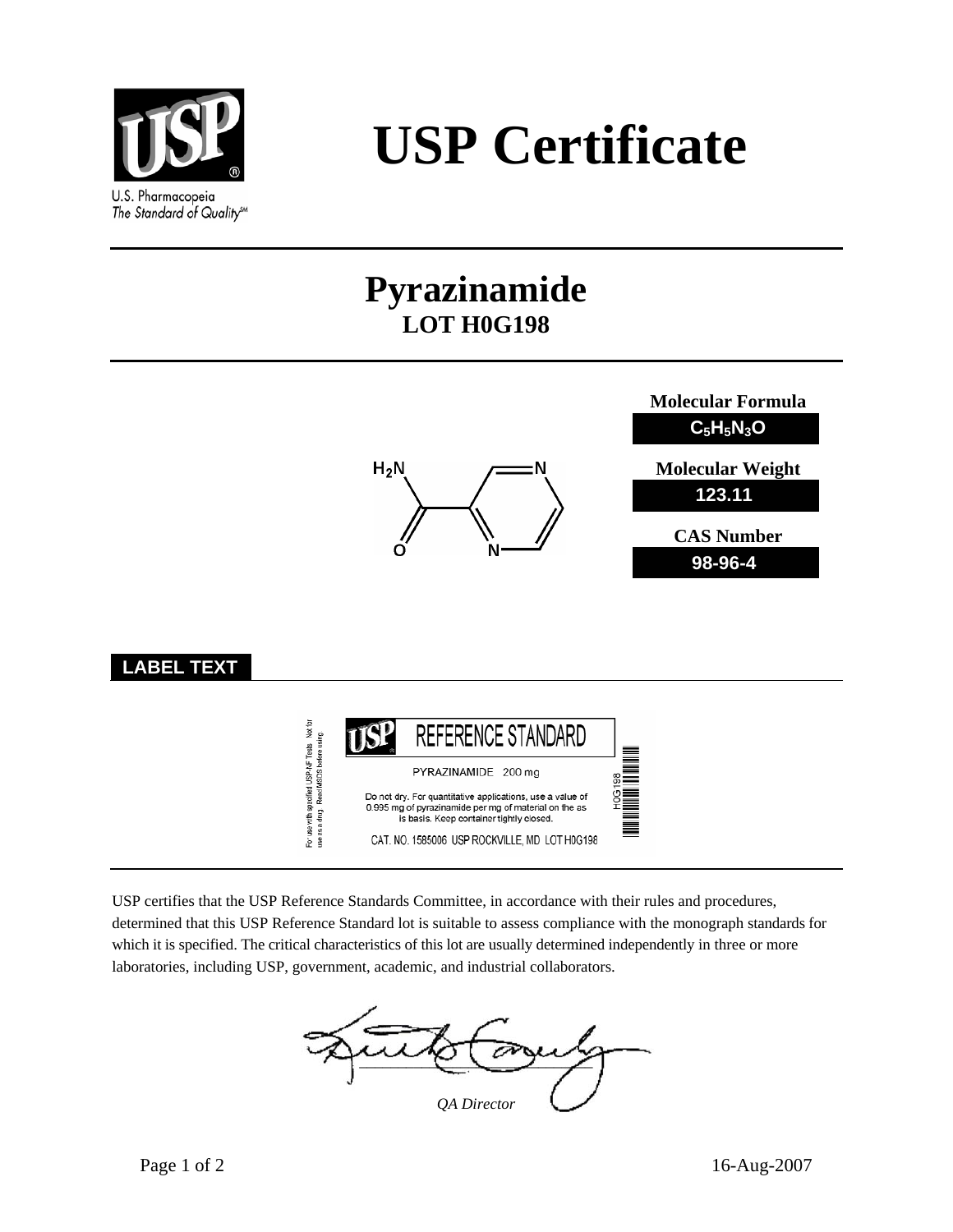U.S. Pharmacopeia
*The Standard of Quality℠*

# USP Certificate

## Pyrazinamide
### LOT H0G198

**Molecular Formula**

$C_5H_5N_3O$

**Molecular Weight**

123.11

**CAS Number**

98-96-4

**LABEL TEXT**

For use with specified USP-NF Tests. Not for use as a drug. Read MSDS before using

USP REFERENCE STANDARD

PYRAZINAMIDE 200 mg

Do not dry. For quantitative applications, use a value of 0.995 mg of pyrazinamide per mg of material on the as is basis. Keep container tightly closed.

CAT. NO. 1585006 USP ROCKVILLE, MD LOT H0G198

H0G198

USP certifies that the USP Reference Standards Committee, in accordance with their rules and procedures, determined that this USP Reference Standard lot is suitable to assess compliance with the monograph standards for which it is specified. The critical characteristics of this lot are usually determined independently in three or more laboratories, including USP, government, academic, and industrial collaborators.

*QA Director*

16-Aug-2007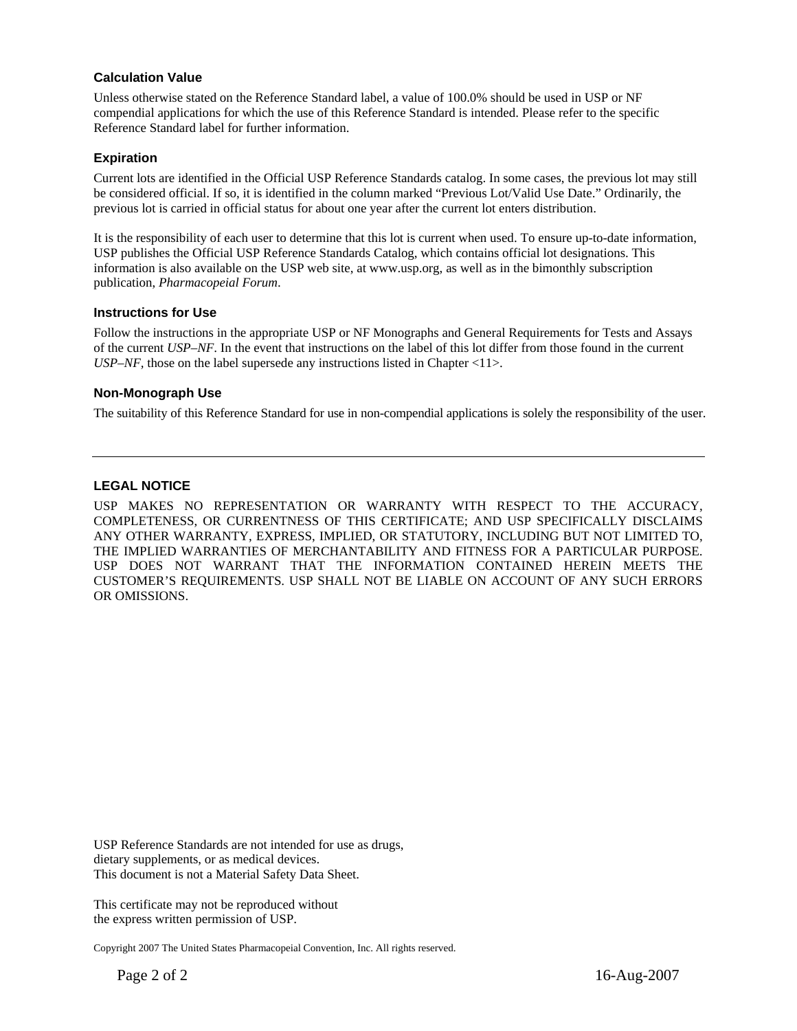### Calculation Value

Unless otherwise stated on the Reference Standard label, a value of 100.0% should be used in USP or NF compendial applications for which the use of this Reference Standard is intended. Please refer to the specific Reference Standard label for further information.

### Expiration

Current lots are identified in the Official USP Reference Standards catalog. In some cases, the previous lot may still be considered official. If so, it is identified in the column marked "Previous Lot/Valid Use Date." Ordinarily, the previous lot is carried in official status for about one year after the current lot enters distribution.

It is the responsibility of each user to determine that this lot is current when used. To ensure up-to-date information, USP publishes the Official USP Reference Standards Catalog, which contains official lot designations. This information is also available on the USP web site, at www.usp.org, as well as in the bimonthly subscription publication, *Pharmacopeial Forum*.

### Instructions for Use

Follow the instructions in the appropriate USP or NF Monographs and General Requirements for Tests and Assays of the current *USP–NF*. In the event that instructions on the label of this lot differ from those found in the current *USP–NF*, those on the label supersede any instructions listed in Chapter <11>.

### Non-Monograph Use

The suitability of this Reference Standard for use in non-compendial applications is solely the responsibility of the user.

---

### LEGAL NOTICE

USP MAKES NO REPRESENTATION OR WARRANTY WITH RESPECT TO THE ACCURACY, COMPLETENESS, OR CURRENTNESS OF THIS CERTIFICATE; AND USP SPECIFICALLY DISCLAIMS ANY OTHER WARRANTY, EXPRESS, IMPLIED, OR STATUTORY, INCLUDING BUT NOT LIMITED TO, THE IMPLIED WARRANTIES OF MERCHANTABILITY AND FITNESS FOR A PARTICULAR PURPOSE. USP DOES NOT WARRANT THAT THE INFORMATION CONTAINED HEREIN MEETS THE CUSTOMER'S REQUIREMENTS. USP SHALL NOT BE LIABLE ON ACCOUNT OF ANY SUCH ERRORS OR OMISSIONS.

USP Reference Standards are not intended for use as drugs,
dietary supplements, or as medical devices.
This document is not a Material Safety Data Sheet.

This certificate may not be reproduced without
the express written permission of USP.

Copyright 2007 The United States Pharmacopeial Convention, Inc. All rights reserved.

16-Aug-2007